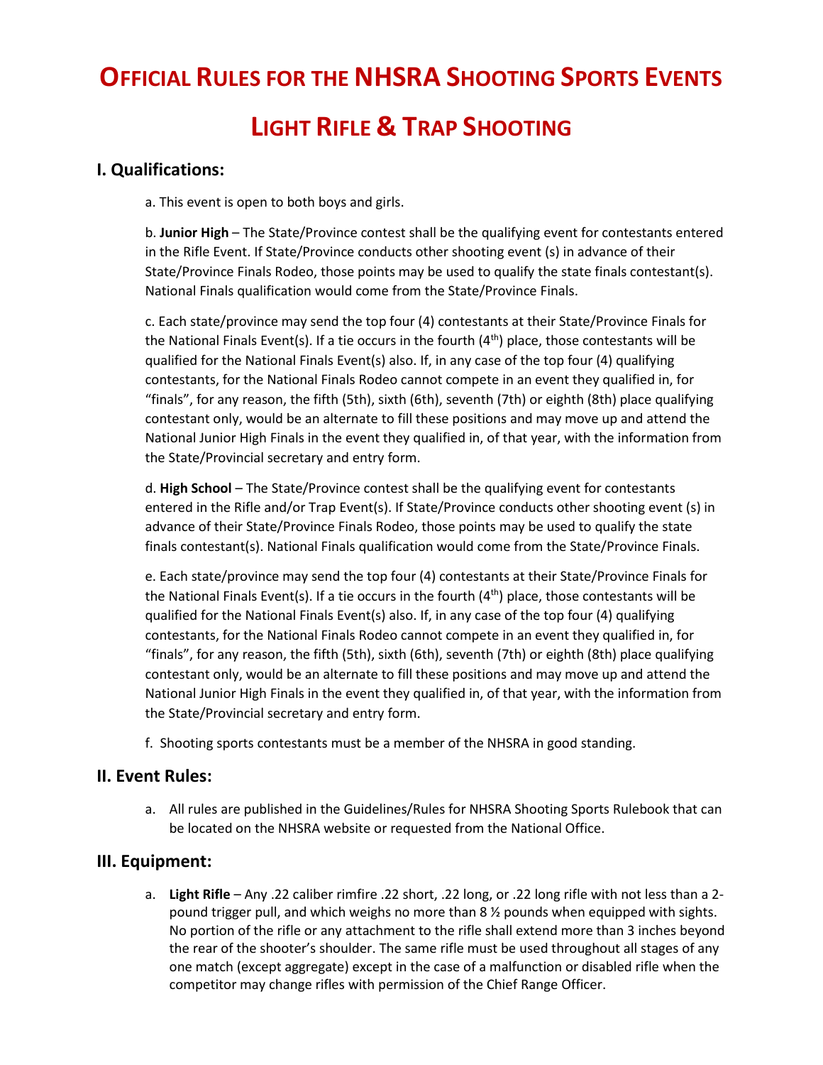# Official Rules for the NHSRA Shooting Sports Events

# Light Rifle & Trap Shooting

## I. Qualifications:

a. This event is open to both boys and girls.

b. **Junior High** – The State/Province contest shall be the qualifying event for contestants entered in the Rifle Event. If State/Province conducts other shooting event (s) in advance of their State/Province Finals Rodeo, those points may be used to qualify the state finals contestant(s). National Finals qualification would come from the State/Province Finals.

c. Each state/province may send the top four (4) contestants at their State/Province Finals for the National Finals Event(s). If a tie occurs in the fourth (4th) place, those contestants will be qualified for the National Finals Event(s) also. If, in any case of the top four (4) qualifying contestants, for the National Finals Rodeo cannot compete in an event they qualified in, for "finals", for any reason, the fifth (5th), sixth (6th), seventh (7th) or eighth (8th) place qualifying contestant only, would be an alternate to fill these positions and may move up and attend the National Junior High Finals in the event they qualified in, of that year, with the information from the State/Provincial secretary and entry form.

d. **High School** – The State/Province contest shall be the qualifying event for contestants entered in the Rifle and/or Trap Event(s). If State/Province conducts other shooting event (s) in advance of their State/Province Finals Rodeo, those points may be used to qualify the state finals contestant(s). National Finals qualification would come from the State/Province Finals.

e. Each state/province may send the top four (4) contestants at their State/Province Finals for the National Finals Event(s). If a tie occurs in the fourth (4th) place, those contestants will be qualified for the National Finals Event(s) also. If, in any case of the top four (4) qualifying contestants, for the National Finals Rodeo cannot compete in an event they qualified in, for "finals", for any reason, the fifth (5th), sixth (6th), seventh (7th) or eighth (8th) place qualifying contestant only, would be an alternate to fill these positions and may move up and attend the National Junior High Finals in the event they qualified in, of that year, with the information from the State/Provincial secretary and entry form.

f. Shooting sports contestants must be a member of the NHSRA in good standing.

## II. Event Rules:

a. All rules are published in the Guidelines/Rules for NHSRA Shooting Sports Rulebook that can be located on the NHSRA website or requested from the National Office.

## III. Equipment:

a. **Light Rifle** – Any .22 caliber rimfire .22 short, .22 long, or .22 long rifle with not less than a 2-pound trigger pull, and which weighs no more than 8 ½ pounds when equipped with sights. No portion of the rifle or any attachment to the rifle shall extend more than 3 inches beyond the rear of the shooter's shoulder. The same rifle must be used throughout all stages of any one match (except aggregate) except in the case of a malfunction or disabled rifle when the competitor may change rifles with permission of the Chief Range Officer.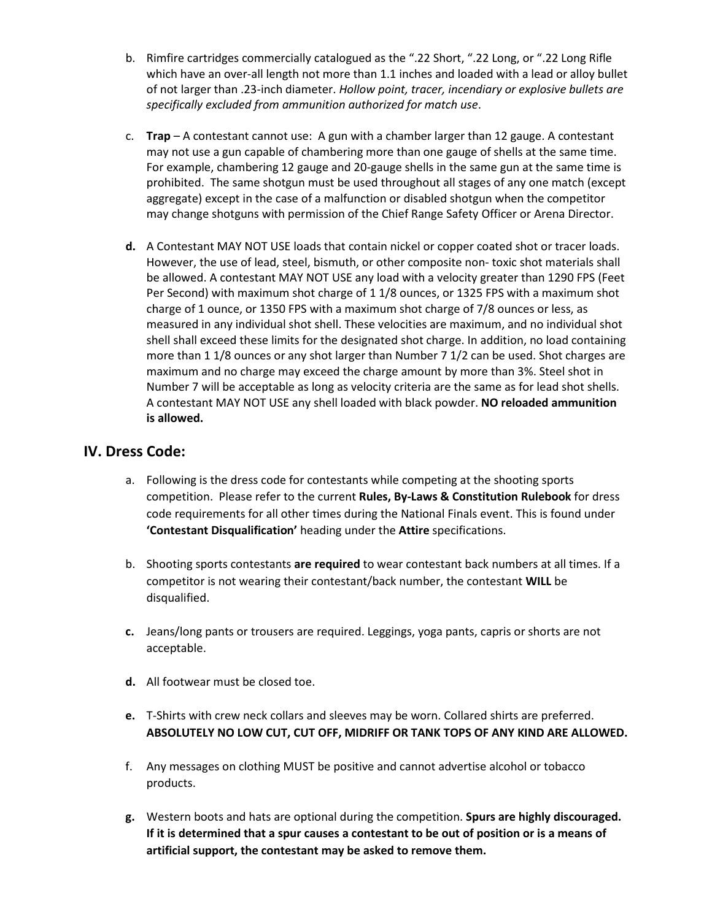b. Rimfire cartridges commercially catalogued as the ".22 Short, ".22 Long, or ".22 Long Rifle which have an over-all length not more than 1.1 inches and loaded with a lead or alloy bullet of not larger than .23-inch diameter. *Hollow point, tracer, incendiary or explosive bullets are specifically excluded from ammunition authorized for match use*.

c. **Trap** – A contestant cannot use: A gun with a chamber larger than 12 gauge. A contestant may not use a gun capable of chambering more than one gauge of shells at the same time. For example, chambering 12 gauge and 20-gauge shells in the same gun at the same time is prohibited. The same shotgun must be used throughout all stages of any one match (except aggregate) except in the case of a malfunction or disabled shotgun when the competitor may change shotguns with permission of the Chief Range Safety Officer or Arena Director.

**d.** A Contestant MAY NOT USE loads that contain nickel or copper coated shot or tracer loads. However, the use of lead, steel, bismuth, or other composite non- toxic shot materials shall be allowed. A contestant MAY NOT USE any load with a velocity greater than 1290 FPS (Feet Per Second) with maximum shot charge of 1 1/8 ounces, or 1325 FPS with a maximum shot charge of 1 ounce, or 1350 FPS with a maximum shot charge of 7/8 ounces or less, as measured in any individual shot shell. These velocities are maximum, and no individual shot shell shall exceed these limits for the designated shot charge. In addition, no load containing more than 1 1/8 ounces or any shot larger than Number 7 1/2 can be used. Shot charges are maximum and no charge may exceed the charge amount by more than 3%. Steel shot in Number 7 will be acceptable as long as velocity criteria are the same as for lead shot shells. A contestant MAY NOT USE any shell loaded with black powder. **NO reloaded ammunition is allowed.**

## IV. Dress Code:

a. Following is the dress code for contestants while competing at the shooting sports competition. Please refer to the current **Rules, By-Laws & Constitution Rulebook** for dress code requirements for all other times during the National Finals event. This is found under **'Contestant Disqualification'** heading under the **Attire** specifications.

b. Shooting sports contestants **are required** to wear contestant back numbers at all times. If a competitor is not wearing their contestant/back number, the contestant **WILL** be disqualified.

**c.** Jeans/long pants or trousers are required. Leggings, yoga pants, capris or shorts are not acceptable.

**d.** All footwear must be closed toe.

**e.** T-Shirts with crew neck collars and sleeves may be worn. Collared shirts are preferred. **ABSOLUTELY NO LOW CUT, CUT OFF, MIDRIFF OR TANK TOPS OF ANY KIND ARE ALLOWED.**

f. Any messages on clothing MUST be positive and cannot advertise alcohol or tobacco products.

**g.** Western boots and hats are optional during the competition. **Spurs are highly discouraged. If it is determined that a spur causes a contestant to be out of position or is a means of artificial support, the contestant may be asked to remove them.**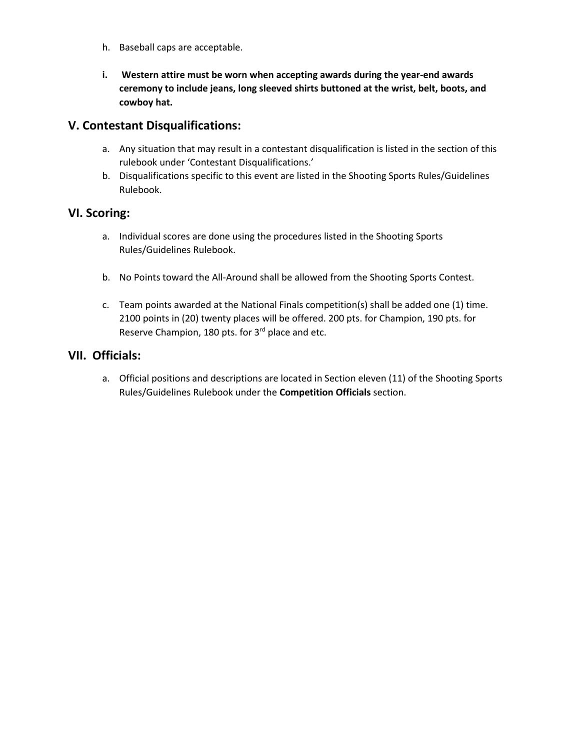h. Baseball caps are acceptable.

**i. Western attire must be worn when accepting awards during the year-end awards ceremony to include jeans, long sleeved shirts buttoned at the wrist, belt, boots, and cowboy hat.**

## V. Contestant Disqualifications:

a. Any situation that may result in a contestant disqualification is listed in the section of this rulebook under 'Contestant Disqualifications.'

b. Disqualifications specific to this event are listed in the Shooting Sports Rules/Guidelines Rulebook.

## VI. Scoring:

a. Individual scores are done using the procedures listed in the Shooting Sports Rules/Guidelines Rulebook.

b. No Points toward the All-Around shall be allowed from the Shooting Sports Contest.

c. Team points awarded at the National Finals competition(s) shall be added one (1) time. 2100 points in (20) twenty places will be offered. 200 pts. for Champion, 190 pts. for Reserve Champion, 180 pts. for 3rd place and etc.

## VII. Officials:

a. Official positions and descriptions are located in Section eleven (11) of the Shooting Sports Rules/Guidelines Rulebook under the **Competition Officials** section.